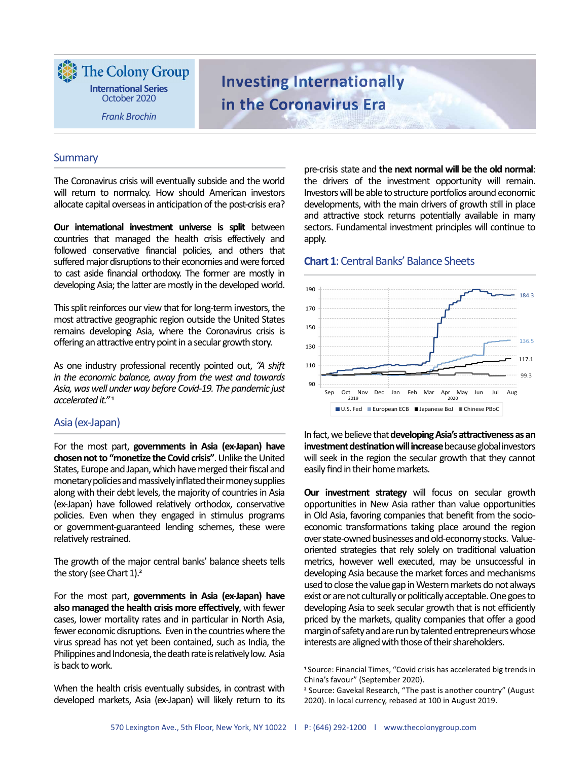# The Colony Group

**International Series**
October 2020

*Frank Brochin*

# Investing Internationally in the Coronavirus Era

## Summary

The Coronavirus crisis will eventually subside and the world will return to normalcy. How should American investors allocate capital overseas in anticipation of the post-crisis era?

**Our international investment universe is split** between countries that managed the health crisis effectively and followed conservative financial policies, and others that suffered major disruptions to their economies and were forced to cast aside financial orthodoxy. The former are mostly in developing Asia; the latter are mostly in the developed world.

This split reinforces our view that for long-term investors, the most attractive geographic region outside the United States remains developing Asia, where the Coronavirus crisis is offering an attractive entry point in a secular growth story.

As one industry professional recently pointed out, *"A shift in the economic balance, away from the west and towards Asia, was well under way before Covid-19. The pandemic just accelerated it."* [1]

## Asia (ex-Japan)

For the most part, **governments in Asia (ex-Japan) have chosen not to "monetize the Covid crisis"**. Unlike the United States, Europe and Japan, which have merged their fiscal and monetary policies and massively inflated their money supplies along with their debt levels, the majority of countries in Asia (ex-Japan) have followed relatively orthodox, conservative policies. Even when they engaged in stimulus programs or government-guaranteed lending schemes, these were relatively restrained.

The growth of the major central banks' balance sheets tells the story (see Chart 1).[2]

For the most part, **governments in Asia (ex-Japan) have also managed the health crisis more effectively**, with fewer cases, lower mortality rates and in particular in North Asia, fewer economic disruptions. Even in the countries where the virus spread has not yet been contained, such as India, the Philippines and Indonesia, the death rate is relatively low. Asia is back to work.

When the health crisis eventually subsides, in contrast with developed markets, Asia (ex-Japan) will likely return to its pre-crisis state and **the next normal will be the old normal**: the drivers of the investment opportunity will remain. Investors will be able to structure portfolios around economic developments, with the main drivers of growth still in place and attractive stock returns potentially available in many sectors. Fundamental investment principles will continue to apply.

**Chart 1**: Central Banks' Balance Sheets

(Chart: Sep 2019 – Aug 2020; end values: U.S. Fed 184.3, European ECB 136.5, Japanese BoJ 117.1, Chinese PBoC 99.3)

In fact, we believe that **developing Asia's attractiveness as an investment destination will increase** because global investors will seek in the region the secular growth that they cannot easily find in their home markets.

**Our investment strategy** will focus on secular growth opportunities in New Asia rather than value opportunities in Old Asia, favoring companies that benefit from the socio-economic transformations taking place around the region over state-owned businesses and old-economy stocks. Value-oriented strategies that rely solely on traditional valuation metrics, however well executed, may be unsuccessful in developing Asia because the market forces and mechanisms used to close the value gap in Western markets do not always exist or are not culturally or politically acceptable. One goes to developing Asia to seek secular growth that is not efficiently priced by the markets, quality companies that offer a good margin of safety and are run by talented entrepreneurs whose interests are aligned with those of their shareholders.

[1] Source: Financial Times, "Covid crisis has accelerated big trends in China's favour" (September 2020).
[2] Source: Gavekal Research, "The past is another country" (August 2020). In local currency, rebased at 100 in August 2019.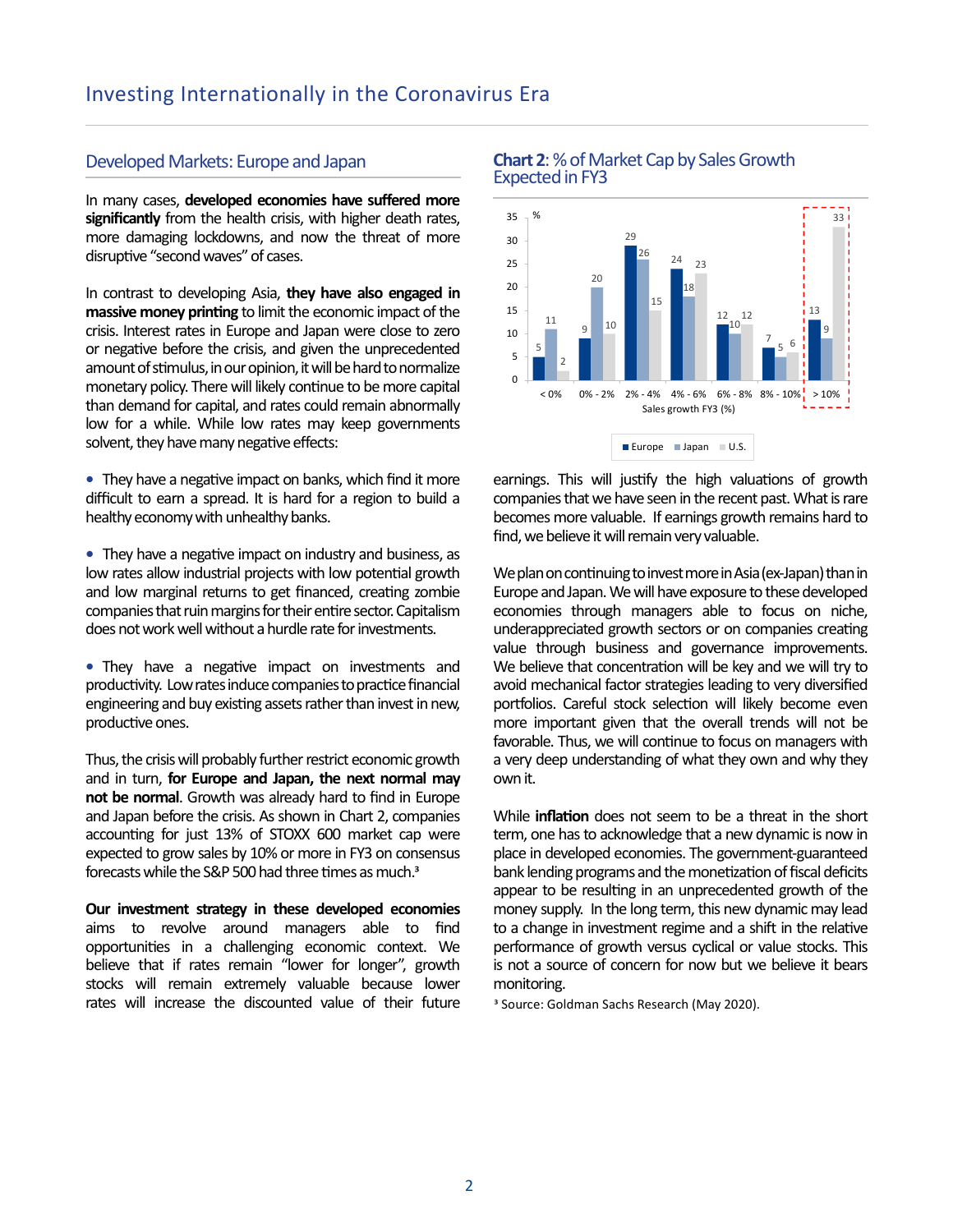## Developed Markets: Europe and Japan

In many cases, **developed economies have suffered more significantly** from the health crisis, with higher death rates, more damaging lockdowns, and now the threat of more disruptive "second waves" of cases.

In contrast to developing Asia, **they have also engaged in massive money printing** to limit the economic impact of the crisis. Interest rates in Europe and Japan were close to zero or negative before the crisis, and given the unprecedented amount of stimulus, in our opinion, it will be hard to normalize monetary policy. There will likely continue to be more capital than demand for capital, and rates could remain abnormally low for a while. While low rates may keep governments solvent, they have many negative effects:

- They have a negative impact on banks, which find it more difficult to earn a spread. It is hard for a region to build a healthy economy with unhealthy banks.
- They have a negative impact on industry and business, as low rates allow industrial projects with low potential growth and low marginal returns to get financed, creating zombie companies that ruin margins for their entire sector. Capitalism does not work well without a hurdle rate for investments.
- They have a negative impact on investments and productivity. Low rates induce companies to practice financial engineering and buy existing assets rather than invest in new, productive ones.

Thus, the crisis will probably further restrict economic growth and in turn, **for Europe and Japan, the next normal may not be normal**. Growth was already hard to find in Europe and Japan before the crisis. As shown in Chart 2, companies accounting for just 13% of STOXX 600 market cap were expected to grow sales by 10% or more in FY3 on consensus forecasts while the S&P 500 had three times as much.[3]

**Our investment strategy in these developed economies** aims to revolve around managers able to find opportunities in a challenging economic context. We believe that if rates remain "lower for longer", growth stocks will remain extremely valuable because lower rates will increase the discounted value of their future earnings. This will justify the high valuations of growth companies that we have seen in the recent past. What is rare becomes more valuable. If earnings growth remains hard to find, we believe it will remain very valuable.

**Chart 2**: % of Market Cap by Sales Growth Expected in FY3

| Sales growth FY3 (%) | Europe | Japan | U.S. |
|---|---|---|---|
| < 0% | 5 | 11 | 2 |
| 0% - 2% | 9 | 20 | 10 |
| 2% - 4% | 29 | 26 | 15 |
| 4% - 6% | 24 | 18 | 23 |
| 6% - 8% | 12 | 10 | 12 |
| 8% - 10% | 7 | 5 | 6 |
| > 10% | 13 | 9 | 33 |

We plan on continuing to invest more in Asia (ex-Japan) than in Europe and Japan. We will have exposure to these developed economies through managers able to focus on niche, underappreciated growth sectors or on companies creating value through business and governance improvements. We believe that concentration will be key and we will try to avoid mechanical factor strategies leading to very diversified portfolios. Careful stock selection will likely become even more important given that the overall trends will not be favorable. Thus, we will continue to focus on managers with a very deep understanding of what they own and why they own it.

While **inflation** does not seem to be a threat in the short term, one has to acknowledge that a new dynamic is now in place in developed economies. The government-guaranteed bank lending programs and the monetization of fiscal deficits appear to be resulting in an unprecedented growth of the money supply. In the long term, this new dynamic may lead to a change in investment regime and a shift in the relative performance of growth versus cyclical or value stocks. This is not a source of concern for now but we believe it bears monitoring.

[3] Source: Goldman Sachs Research (May 2020).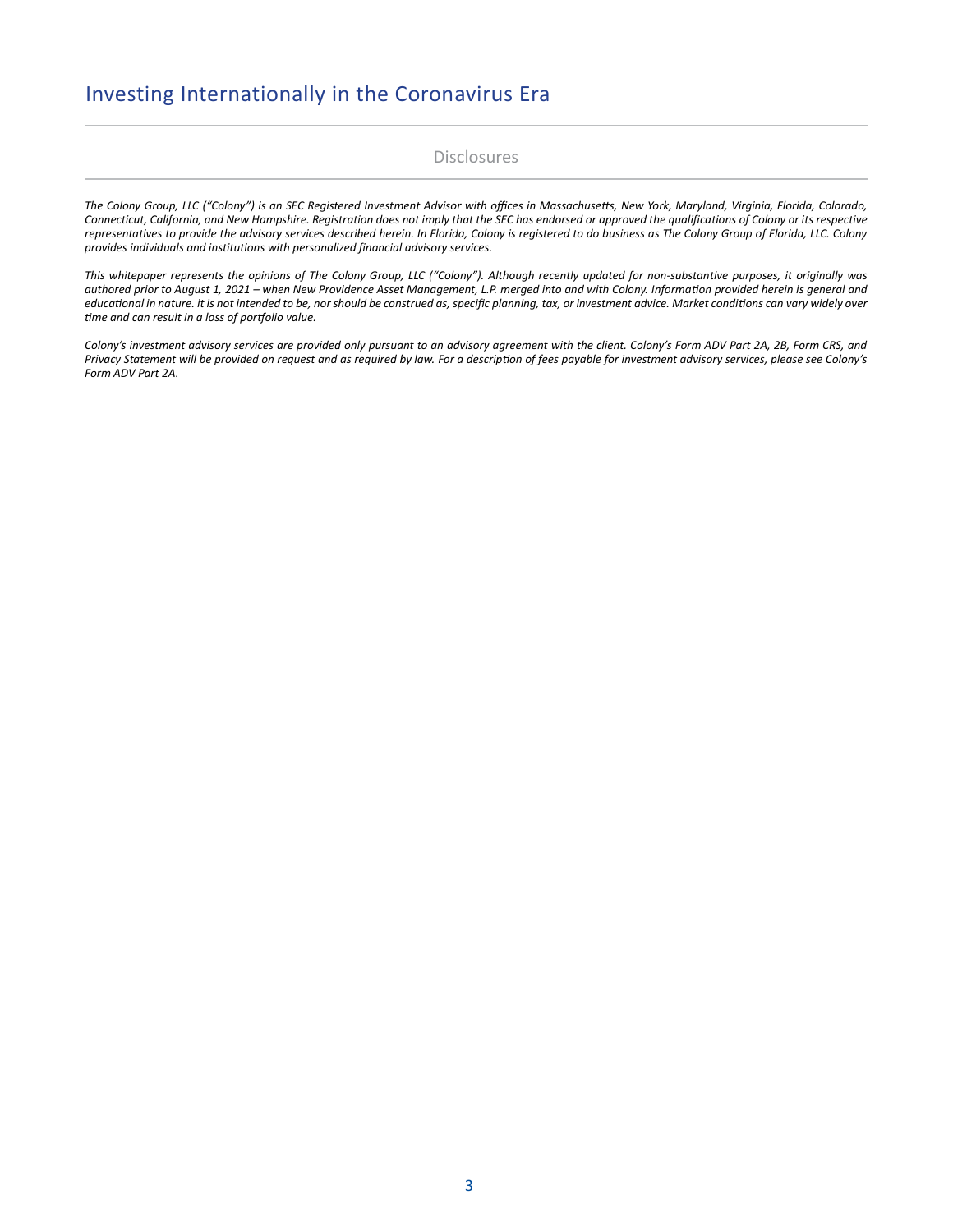## Disclosures

*The Colony Group, LLC ("Colony") is an SEC Registered Investment Advisor with offices in Massachusetts, New York, Maryland, Virginia, Florida, Colorado, Connecticut, California, and New Hampshire. Registration does not imply that the SEC has endorsed or approved the qualifications of Colony or its respective representatives to provide the advisory services described herein. In Florida, Colony is registered to do business as The Colony Group of Florida, LLC. Colony provides individuals and institutions with personalized financial advisory services.*

*This whitepaper represents the opinions of The Colony Group, LLC ("Colony"). Although recently updated for non-substantive purposes, it originally was authored prior to August 1, 2021 – when New Providence Asset Management, L.P. merged into and with Colony. Information provided herein is general and educational in nature. it is not intended to be, nor should be construed as, specific planning, tax, or investment advice. Market conditions can vary widely over time and can result in a loss of portfolio value.*

*Colony's investment advisory services are provided only pursuant to an advisory agreement with the client. Colony's Form ADV Part 2A, 2B, Form CRS, and Privacy Statement will be provided on request and as required by law. For a description of fees payable for investment advisory services, please see Colony's Form ADV Part 2A.*